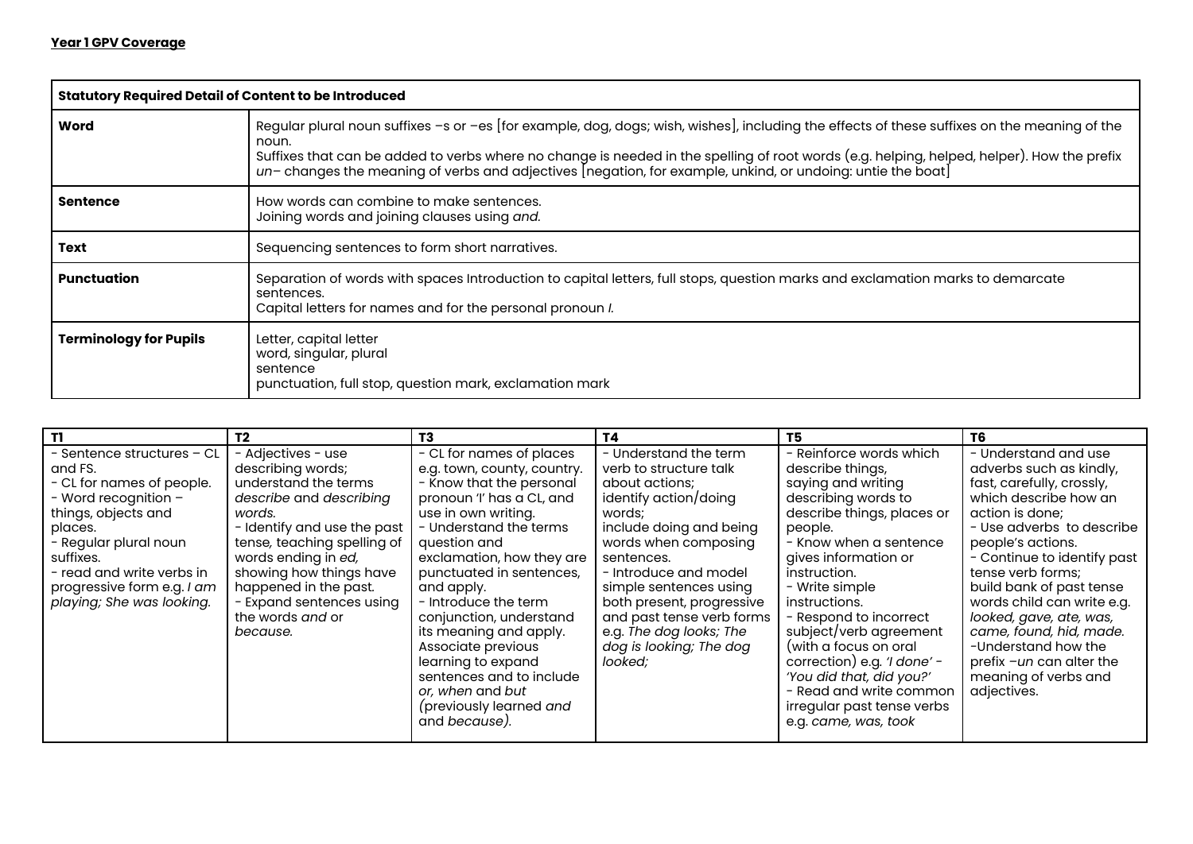**Year 1 GPV Coverage**

| Statutory Required Detail of Content to be Introduced | |
|---|---|
| **Word** | Regular plural noun suffixes –s or –es [for example, dog, dogs; wish, wishes], including the effects of these suffixes on the meaning of the noun.<br>Suffixes that can be added to verbs where no change is needed in the spelling of root words (e.g. helping, helped, helper). How the prefix *un*– changes the meaning of verbs and adjectives [negation, for example, unkind, or undoing: untie the boat] |
| **Sentence** | How words can combine to make sentences.<br>Joining words and joining clauses using *and.* |
| **Text** | Sequencing sentences to form short narratives. |
| **Punctuation** | Separation of words with spaces Introduction to capital letters, full stops, question marks and exclamation marks to demarcate sentences.<br>Capital letters for names and for the personal pronoun *I.* |
| **Terminology for Pupils** | Letter, capital letter<br>word, singular, plural<br>sentence<br>punctuation, full stop, question mark, exclamation mark |

| T1 | T2 | T3 | T4 | T5 | T6 |
|---|---|---|---|---|---|
| - Sentence structures – CL and FS.<br>- CL for names of people.<br>- Word recognition – things, objects and places.<br>- Regular plural noun suffixes.<br>- read and write verbs in progressive form e.g. *I am playing; She was looking.* | - Adjectives - use describing words; understand the terms *describe* and *describing words.*<br>- Identify and use the past tense*,* teaching spelling of words ending in *ed,* showing how things have happened in the past.<br>- Expand sentences using the words *and* or *because.* | - CL for names of places e.g. town, county, country.<br>- Know that the personal pronoun 'I' has a CL, and use in own writing.<br>- Understand the terms question and exclamation, how they are punctuated in sentences, and apply.<br>- Introduce the term conjunction, understand its meaning and apply. Associate previous learning to expand sentences and to include *or, when* and *but (*previously learned *and* and *because).* | - Understand the term verb to structure talk about actions; identify action/doing words; include doing and being words when composing sentences.<br>- Introduce and model simple sentences using both present, progressive and past tense verb forms e.g. *The dog looks; The dog is looking; The dog looked;* | - Reinforce words which describe things, saying and writing describing words to describe things, places or people.<br>- Know when a sentence gives information or instruction.<br>- Write simple instructions.<br>- Respond to incorrect subject/verb agreement (with a focus on oral correction) e.g. *'I done' - 'You did that, did you?'*<br>- Read and write common irregular past tense verbs e.g. *came, was, took* | - Understand and use adverbs such as kindly, fast, carefully, crossly, which describe how an action is done;<br>- Use adverbs to describe people's actions.<br>- Continue to identify past tense verb forms; build bank of past tense words child can write e.g. *looked, gave, ate, was, came, found, hid, made.*<br>-Understand how the prefix –*un* can alter the meaning of verbs and adjectives. |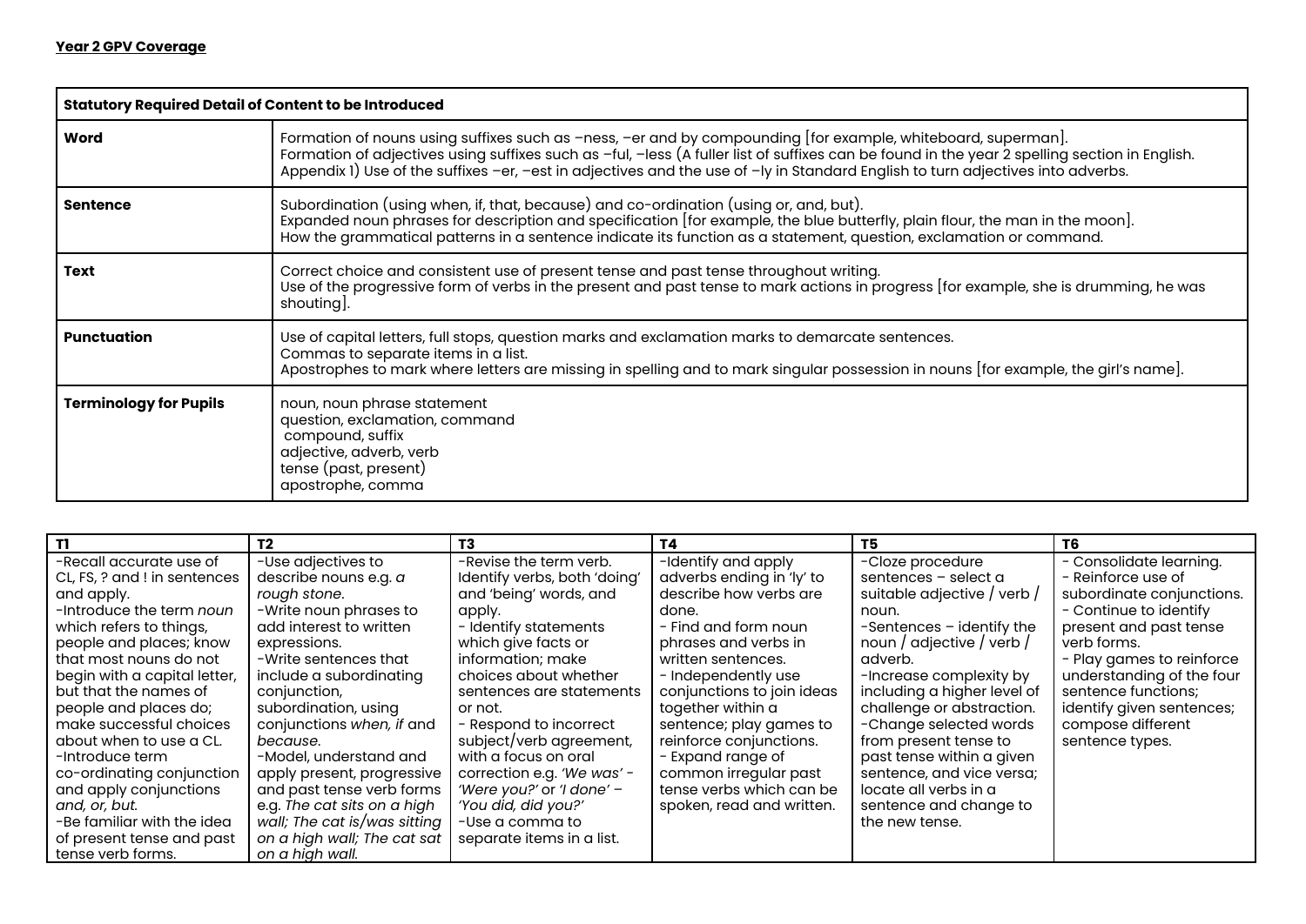**Year 2 GPV Coverage**

| Statutory Required Detail of Content to be Introduced | |
|---|---|
| **Word** | Formation of nouns using suffixes such as –ness, –er and by compounding [for example, whiteboard, superman].<br>Formation of adjectives using suffixes such as –ful, –less (A fuller list of suffixes can be found in the year 2 spelling section in English. Appendix 1) Use of the suffixes –er, –est in adjectives and the use of –ly in Standard English to turn adjectives into adverbs. |
| **Sentence** | Subordination (using when, if, that, because) and co-ordination (using or, and, but).<br>Expanded noun phrases for description and specification [for example, the blue butterfly, plain flour, the man in the moon].<br>How the grammatical patterns in a sentence indicate its function as a statement, question, exclamation or command. |
| **Text** | Correct choice and consistent use of present tense and past tense throughout writing.<br>Use of the progressive form of verbs in the present and past tense to mark actions in progress [for example, she is drumming, he was shouting]. |
| **Punctuation** | Use of capital letters, full stops, question marks and exclamation marks to demarcate sentences.<br>Commas to separate items in a list.<br>Apostrophes to mark where letters are missing in spelling and to mark singular possession in nouns [for example, the girl's name]. |
| **Terminology for Pupils** | noun, noun phrase statement<br>question, exclamation, command<br>compound, suffix<br>adjective, adverb, verb<br>tense (past, present)<br>apostrophe, comma |

| T1 | T2 | T3 | T4 | T5 | T6 |
|---|---|---|---|---|---|
| -Recall accurate use of CL, FS, ? and ! in sentences and apply.<br>-Introduce the term *noun* which refers to things, people and places; know that most nouns do not begin with a capital letter, but that the names of people and places do; make successful choices about when to use a CL.<br>-Introduce term co-ordinating conjunction and apply conjunctions *and, or, but.*<br>-Be familiar with the idea of present tense and past tense verb forms. | -Use adjectives to describe nouns e.g. *a rough stone.*<br>-Write noun phrases to add interest to written expressions.<br>-Write sentences that include a subordinating conjunction, subordination, using conjunctions *when, if* and *because.*<br>-Model, understand and apply present, progressive and past tense verb forms e.g. *The cat sits on a high wall; The cat is/was sitting on a high wall; The cat sat on a high wall.* | -Revise the term verb. Identify verbs, both 'doing' and 'being' words, and apply.<br>- Identify statements which give facts or information; make choices about whether sentences are statements or not.<br>- Respond to incorrect subject/verb agreement, with a focus on oral correction e.g. *'We was' - 'Were you?'* or *'I done' – 'You did, did you?'*<br>-Use a comma to separate items in a list. | -Identify and apply adverbs ending in 'ly' to describe how verbs are done.<br>- Find and form noun phrases and verbs in written sentences.<br>- Independently use conjunctions to join ideas together within a sentence; play games to reinforce conjunctions.<br>- Expand range of common irregular past tense verbs which can be spoken, read and written. | -Cloze procedure sentences – select a suitable adjective / verb / noun.<br>-Sentences – identify the noun / adjective / verb / adverb.<br>-Increase complexity by including a higher level of challenge or abstraction.<br>-Change selected words from present tense to past tense within a given sentence, and vice versa; locate all verbs in a sentence and change to the new tense. | - Consolidate learning.<br>- Reinforce use of subordinate conjunctions.<br>- Continue to identify present and past tense verb forms.<br>- Play games to reinforce understanding of the four sentence functions; identify given sentences; compose different sentence types. |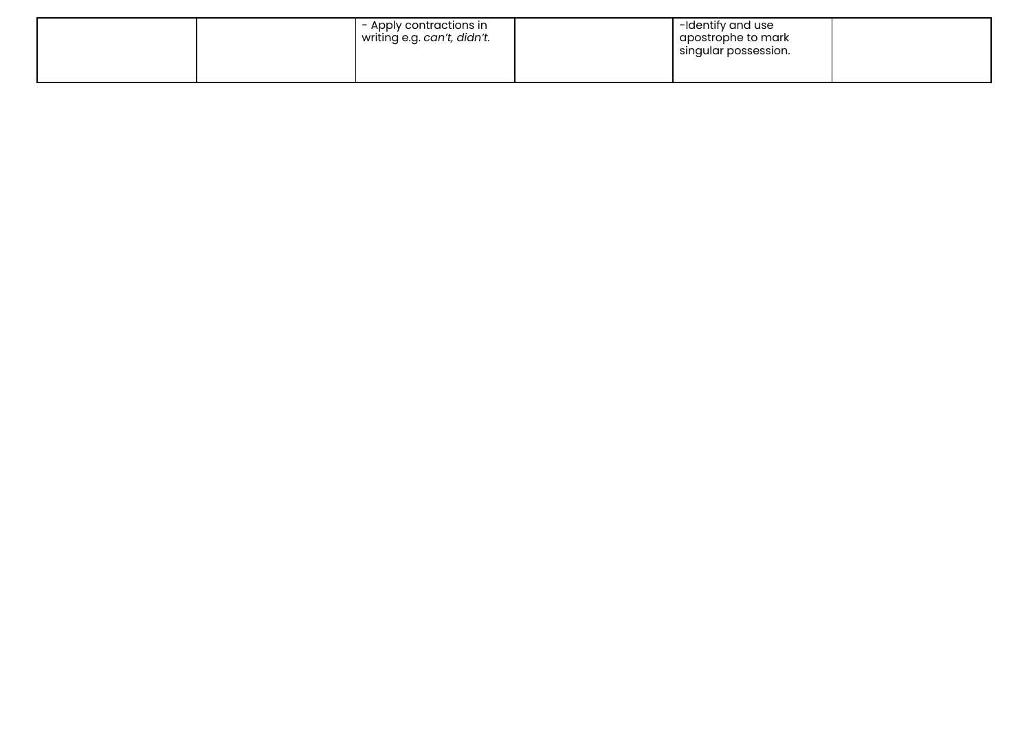| | | | | | |
|---|---|---|---|---|---|
| | | - Apply contractions in writing e.g. *can't, didn't.* | | -Identify and use apostrophe to mark singular possession. | |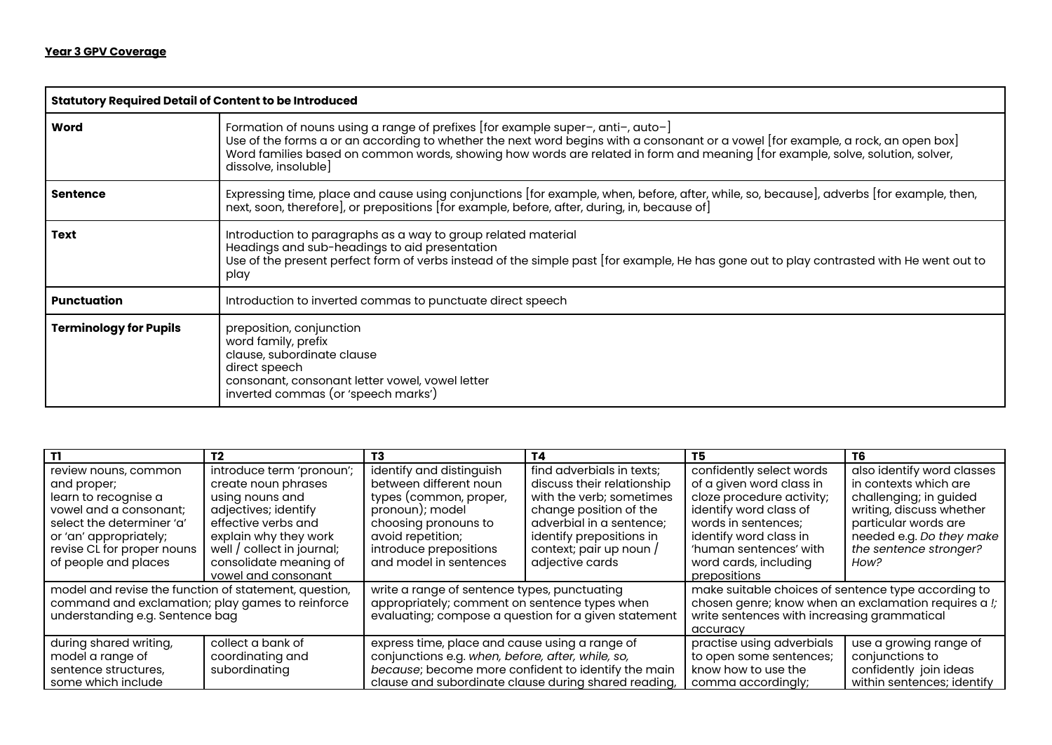**Year 3 GPV Coverage**

| Statutory Required Detail of Content to be Introduced | |
|---|---|
| **Word** | Formation of nouns using a range of prefixes [for example super–, anti–, auto–]<br>Use of the forms a or an according to whether the next word begins with a consonant or a vowel [for example, a rock, an open box]<br>Word families based on common words, showing how words are related in form and meaning [for example, solve, solution, solver, dissolve, insoluble] |
| **Sentence** | Expressing time, place and cause using conjunctions [for example, when, before, after, while, so, because], adverbs [for example, then, next, soon, therefore], or prepositions [for example, before, after, during, in, because of] |
| **Text** | Introduction to paragraphs as a way to group related material<br>Headings and sub-headings to aid presentation<br>Use of the present perfect form of verbs instead of the simple past [for example, He has gone out to play contrasted with He went out to play |
| **Punctuation** | Introduction to inverted commas to punctuate direct speech |
| **Terminology for Pupils** | preposition, conjunction<br>word family, prefix<br>clause, subordinate clause<br>direct speech<br>consonant, consonant letter vowel, vowel letter<br>inverted commas (or 'speech marks') |

| T1 | T2 | T3 | T4 | T5 | T6 |
|---|---|---|---|---|---|
| review nouns, common and proper; learn to recognise a vowel and a consonant; select the determiner 'a' or 'an' appropriately; revise CL for proper nouns of people and places | introduce term 'pronoun'; create noun phrases using nouns and adjectives; identify effective verbs and explain why they work well / collect in journal; consolidate meaning of vowel and consonant | identify and distinguish between different noun types (common, proper, pronoun); model choosing pronouns to avoid repetition; introduce prepositions and model in sentences | find adverbials in texts; discuss their relationship with the verb; sometimes change position of the adverbial in a sentence; identify prepositions in context; pair up noun / adjective cards | confidently select words of a given word class in cloze procedure activity; identify word class of words in sentences; identify word class in 'human sentences' with word cards, including prepositions | also identify word classes in contexts which are challenging; in guided writing, discuss whether particular words are needed e.g. *Do they make the sentence stronger? How?* |
| model and revise the function of statement, question, command and exclamation; play games to reinforce understanding e.g. Sentence bag | | write a range of sentence types, punctuating appropriately; comment on sentence types when evaluating; compose a question for a given statement | | make suitable choices of sentence type according to chosen genre; know when an exclamation requires a *!*; write sentences with increasing grammatical accuracy | |
| during shared writing, model a range of sentence structures, some which include | collect a bank of coordinating and subordinating | express time, place and cause using a range of conjunctions e.g. *when, before, after, while, so, because*; become more confident to identify the main clause and subordinate clause during shared reading, | | practise using adverbials to open some sentences; know how to use the comma accordingly; | use a growing range of conjunctions to confidently join ideas within sentences; identify |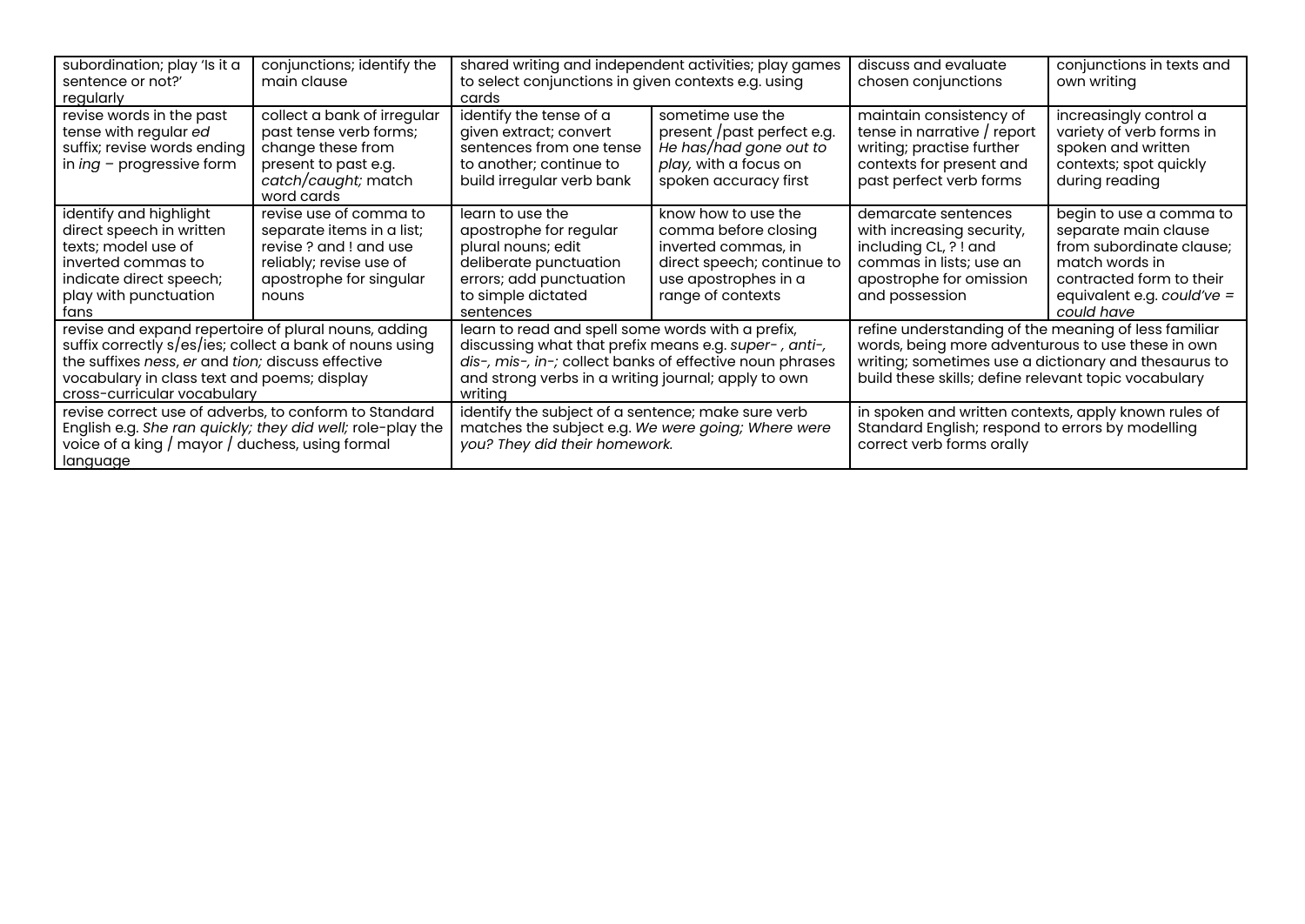| | | | | | |
|---|---|---|---|---|---|
| subordination; play 'Is it a sentence or not?' regularly | conjunctions; identify the main clause | shared writing and independent activities; play games to select conjunctions in given contexts e.g. using cards | | discuss and evaluate chosen conjunctions | conjunctions in texts and own writing |
| revise words in the past tense with regular *ed* suffix; revise words ending in *ing* – progressive form | collect a bank of irregular past tense verb forms; change these from present to past e.g. *catch/caught;* match word cards | identify the tense of a given extract; convert sentences from one tense to another; continue to build irregular verb bank | sometime use the present /past perfect e.g. *He has/had gone out to play,* with a focus on spoken accuracy first | maintain consistency of tense in narrative / report writing; practise further contexts for present and past perfect verb forms | increasingly control a variety of verb forms in spoken and written contexts; spot quickly during reading |
| identify and highlight direct speech in written texts; model use of inverted commas to indicate direct speech; play with punctuation fans | revise use of comma to separate items in a list; revise ? and ! and use reliably; revise use of apostrophe for singular nouns | learn to use the apostrophe for regular plural nouns; edit deliberate punctuation errors; add punctuation to simple dictated sentences | know how to use the comma before closing inverted commas, in direct speech; continue to use apostrophes in a range of contexts | demarcate sentences with increasing security, including CL, ? ! and commas in lists; use an apostrophe for omission and possession | begin to use a comma to separate main clause from subordinate clause; match words in contracted form to their equivalent e.g. *could've = could have* |
| revise and expand repertoire of plural nouns, adding suffix correctly s/es/ies; collect a bank of nouns using the suffixes *ness*, *er* and *tion;* discuss effective vocabulary in class text and poems; display cross-curricular vocabulary | | learn to read and spell some words with a prefix, discussing what that prefix means e.g. *super- , anti-, dis-, mis-, in-;* collect banks of effective noun phrases and strong verbs in a writing journal; apply to own writing | | refine understanding of the meaning of less familiar words, being more adventurous to use these in own writing; sometimes use a dictionary and thesaurus to build these skills; define relevant topic vocabulary | |
| revise correct use of adverbs, to conform to Standard English e.g. *She ran quickly; they did well;* role-play the voice of a king / mayor / duchess, using formal language | | identify the subject of a sentence; make sure verb matches the subject e.g. *We were going; Where were you? They did their homework.* | | in spoken and written contexts, apply known rules of Standard English; respond to errors by modelling correct verb forms orally | |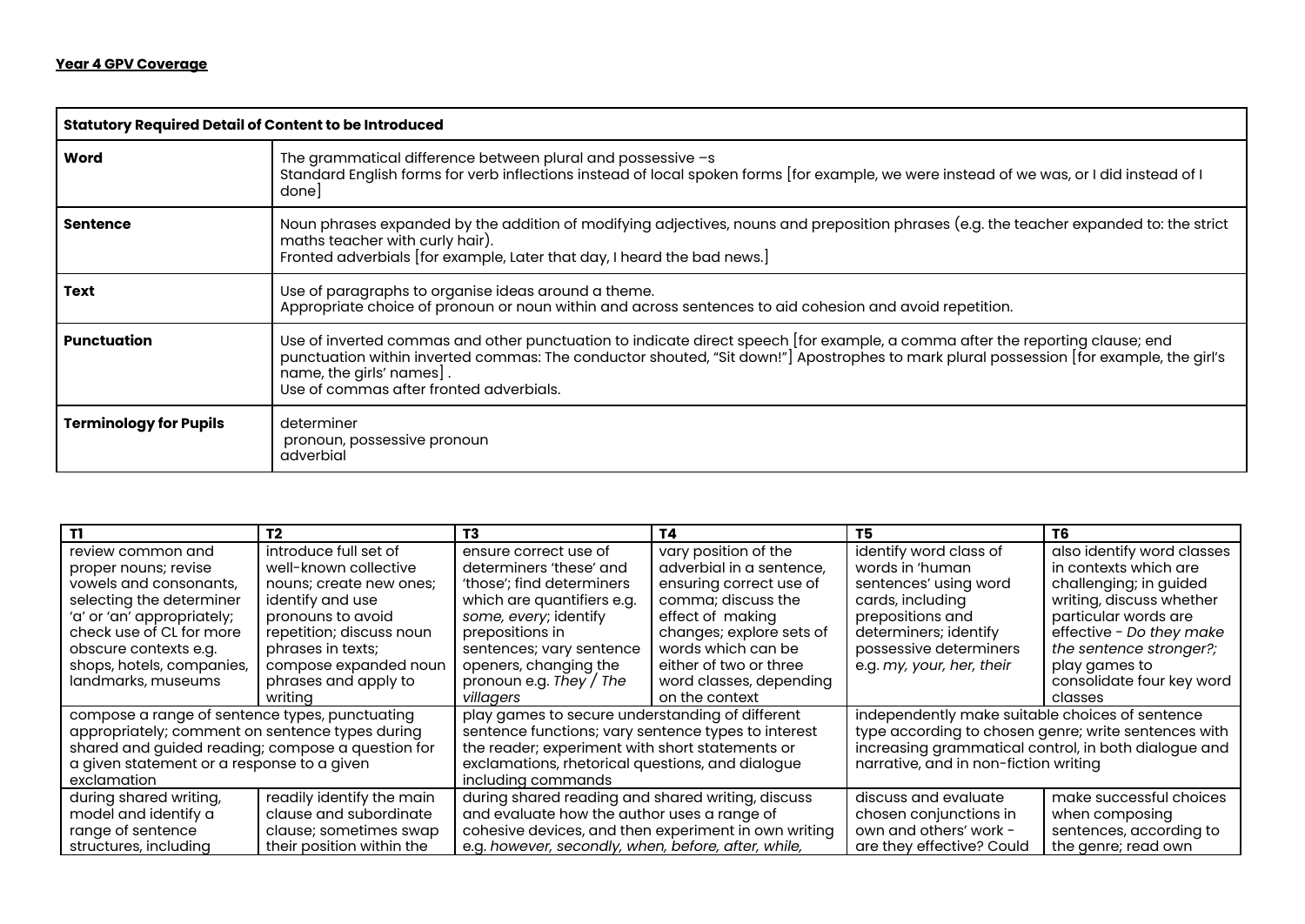**Year 4 GPV Coverage**

| Statutory Required Detail of Content to be Introduced | |
|---|---|
| **Word** | The grammatical difference between plural and possessive –s<br>Standard English forms for verb inflections instead of local spoken forms [for example, we were instead of we was, or I did instead of I done] |
| **Sentence** | Noun phrases expanded by the addition of modifying adjectives, nouns and preposition phrases (e.g. the teacher expanded to: the strict maths teacher with curly hair).<br>Fronted adverbials [for example, Later that day, I heard the bad news.] |
| **Text** | Use of paragraphs to organise ideas around a theme.<br>Appropriate choice of pronoun or noun within and across sentences to aid cohesion and avoid repetition. |
| **Punctuation** | Use of inverted commas and other punctuation to indicate direct speech [for example, a comma after the reporting clause; end punctuation within inverted commas: The conductor shouted, "Sit down!"] Apostrophes to mark plural possession [for example, the girl's name, the girls' names] .<br>Use of commas after fronted adverbials. |
| **Terminology for Pupils** | determiner<br>pronoun, possessive pronoun<br>adverbial |

| T1 | T2 | T3 | T4 | T5 | T6 |
|---|---|---|---|---|---|
| review common and proper nouns; revise vowels and consonants, selecting the determiner 'a' or 'an' appropriately; check use of CL for more obscure contexts e.g. shops, hotels, companies, landmarks, museums | introduce full set of well-known collective nouns; create new ones; identify and use pronouns to avoid repetition; discuss noun phrases in texts; compose expanded noun phrases and apply to writing | ensure correct use of determiners 'these' and 'those'; find determiners which are quantifiers e.g. *some, every*; identify prepositions in sentences; vary sentence openers, changing the pronoun e.g. *They / The villagers* | vary position of the adverbial in a sentence, ensuring correct use of comma; discuss the effect of making changes; explore sets of words which can be either of two or three word classes, depending on the context | identify word class of words in 'human sentences' using word cards, including prepositions and determiners; identify possessive determiners e.g. *my, your, her, their* | also identify word classes in contexts which are challenging; in guided writing, discuss whether effective - *Do they make the sentence stronger?;* play games to consolidate four key word classes |
| compose a range of sentence types, punctuating appropriately; comment on sentence types during shared and guided reading; compose a question for a given statement or a response to a given exclamation | | play games to secure understanding of different sentence functions; vary sentence types to interest the reader; experiment with short statements or exclamations, rhetorical questions, and dialogue including commands | | independently make suitable choices of sentence type according to chosen genre; write sentences with increasing grammatical control, in both dialogue and narrative, and in non-fiction writing | |
| during shared writing, model and identify a range of sentence structures, including | readily identify the main clause and subordinate clause; sometimes swap their position within the | during shared reading and shared writing, discuss and evaluate how the author uses a range of cohesive devices, and then experiment in own writing e.g. *however, secondly, when, before, after, while,* | | discuss and evaluate chosen conjunctions in own and others' work - are they effective? Could | make successful choices when composing sentences, according to the genre; read own |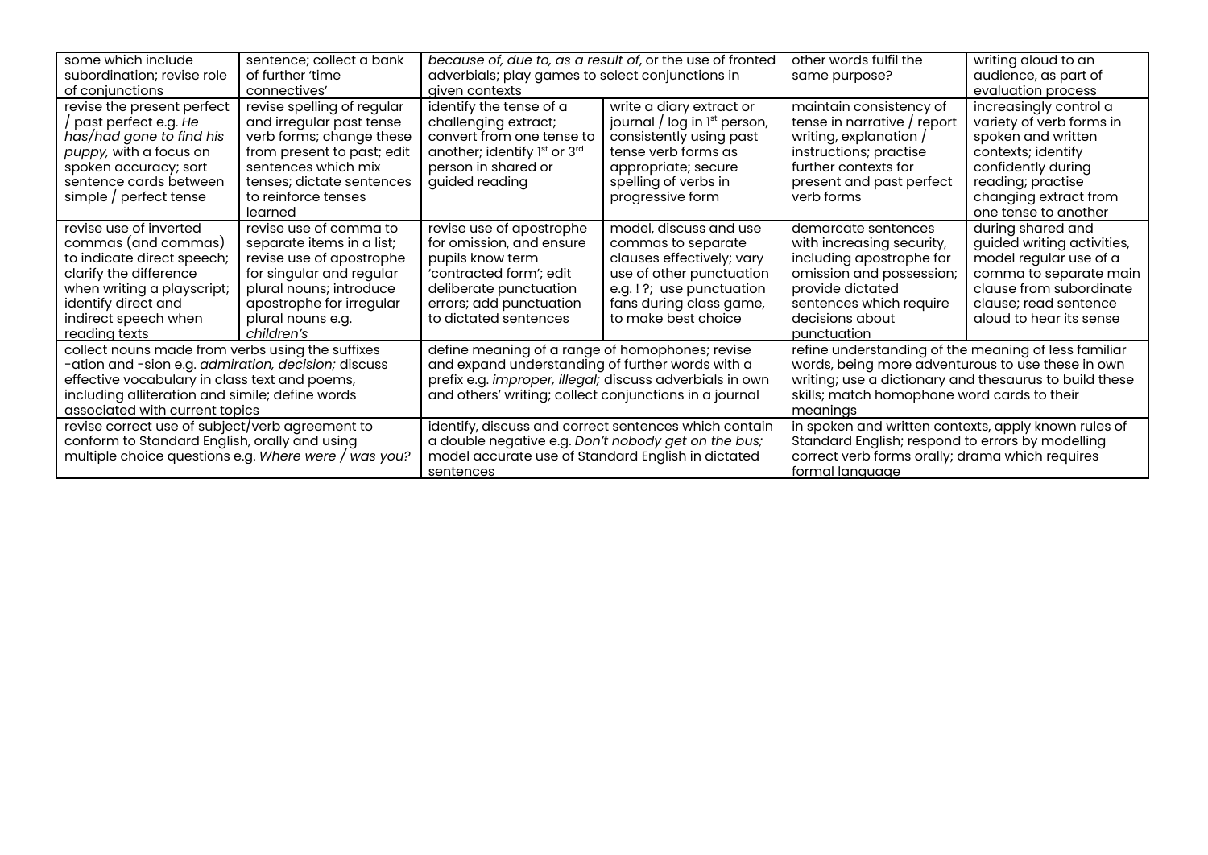| | | | | | |
|---|---|---|---|---|---|
| some which include subordination; revise role of conjunctions | sentence; collect a bank of further 'time connectives' | *because of, due to, as a result of*, or the use of fronted adverbials; play games to select conjunctions in given contexts | | other words fulfil the same purpose? | writing aloud to an audience, as part of evaluation process |
| revise the present perfect / past perfect e.g. *He has/had gone to find his puppy,* with a focus on spoken accuracy; sort sentence cards between simple / perfect tense | revise spelling of regular and irregular past tense verb forms; change these from present to past; edit sentences which mix tenses; dictate sentences to reinforce tenses learned | identify the tense of a challenging extract; convert from one tense to another; identify 1st or 3rd person in shared or guided reading | write a diary extract or journal / log in 1st person, consistently using past tense verb forms as appropriate; secure spelling of verbs in progressive form | maintain consistency of tense in narrative / report writing, explanation / instructions; practise further contexts for present and past perfect verb forms | increasingly control a variety of verb forms in spoken and written contexts; identify confidently during reading; practise changing extract from one tense to another |
| revise use of inverted commas (and commas) to indicate direct speech; clarify the difference when writing a playscript; identify direct and indirect speech when reading texts | revise use of comma to separate items in a list; revise use of apostrophe for singular and regular plural nouns; introduce apostrophe for irregular plural nouns e.g. *children's* | revise use of apostrophe for omission, and ensure pupils know term 'contracted form'; edit deliberate punctuation errors; add punctuation to dictated sentences | model, discuss and use commas to separate clauses effectively; vary use of other punctuation e.g. ! ?; use punctuation fans during class game, to make best choice | demarcate sentences with increasing security, including apostrophe for omission and possession; provide dictated sentences which require decisions about punctuation | during shared and guided writing activities, model regular use of a comma to separate main clause from subordinate clause; read sentence aloud to hear its sense |
| collect nouns made from verbs using the suffixes -ation and -sion e.g. *admiration, decision;* discuss effective vocabulary in class text and poems, including alliteration and simile; define words associated with current topics | | define meaning of a range of homophones; revise and expand understanding of further words with a prefix e.g. *improper, illegal;* discuss adverbials in own and others' writing; collect conjunctions in a journal | | refine understanding of the meaning of less familiar words, being more adventurous to use these in own writing; use a dictionary and thesaurus to build these skills; match homophone word cards to their meanings | |
| revise correct use of subject/verb agreement to conform to Standard English, orally and using multiple choice questions e.g. *Where were / was you?* | | identify, discuss and correct sentences which contain a double negative e.g. *Don't nobody get on the bus;* model accurate use of Standard English in dictated sentences | | in spoken and written contexts, apply known rules of Standard English; respond to errors by modelling correct verb forms orally; drama which requires formal language | |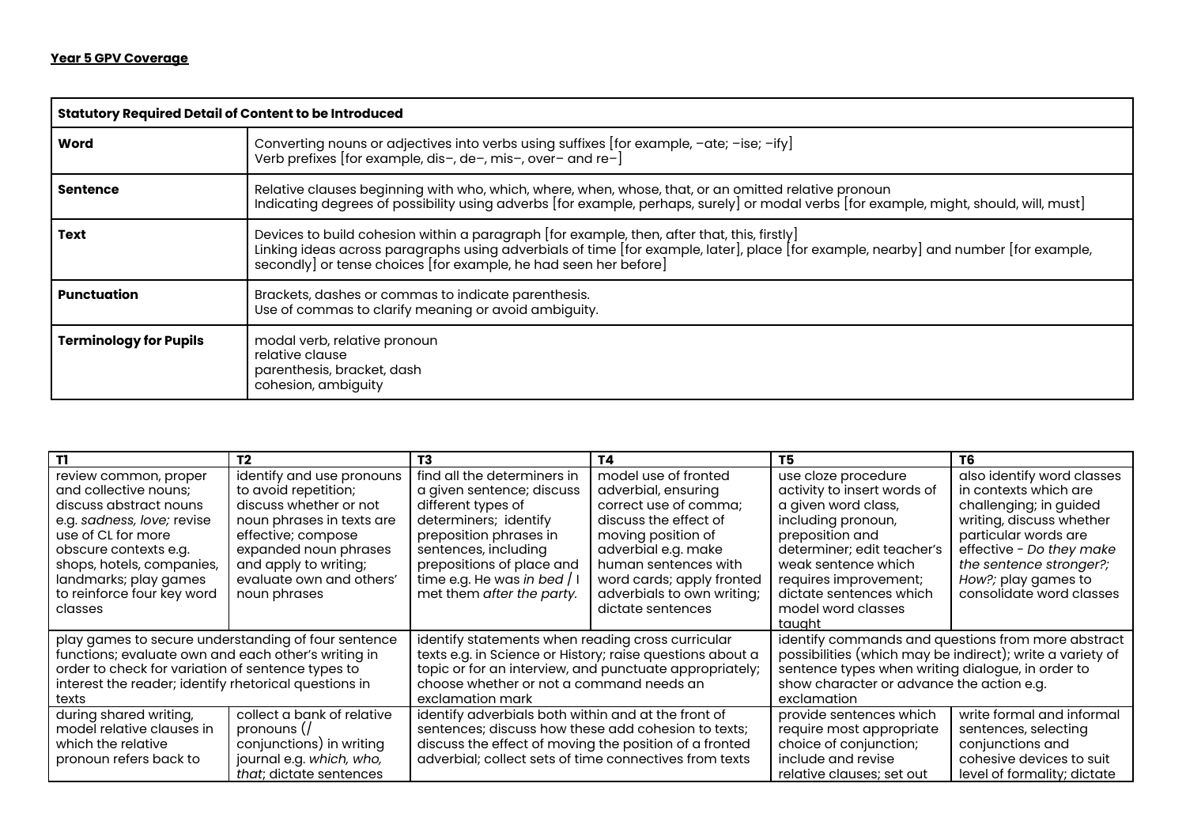**Year 5 GPV Coverage**

| Statutory Required Detail of Content to be Introduced | |
|---|---|
| **Word** | Converting nouns or adjectives into verbs using suffixes [for example, –ate; –ise; –ify]<br>Verb prefixes [for example, dis–, de–, mis–, over– and re–] |
| **Sentence** | Relative clauses beginning with who, which, where, when, whose, that, or an omitted relative pronoun<br>Indicating degrees of possibility using adverbs [for example, perhaps, surely] or modal verbs [for example, might, should, will, must] |
| **Text** | Devices to build cohesion within a paragraph [for example, then, after that, this, firstly]<br>Linking ideas across paragraphs using adverbials of time [for example, later], place [for example, nearby] and number [for example, secondly] or tense choices [for example, he had seen her before] |
| **Punctuation** | Brackets, dashes or commas to indicate parenthesis.<br>Use of commas to clarify meaning or avoid ambiguity. |
| **Terminology for Pupils** | modal verb, relative pronoun<br>relative clause<br>parenthesis, bracket, dash<br>cohesion, ambiguity |

| T1 | T2 | T3 | T4 | T5 | T6 |
|---|---|---|---|---|---|
| review common, proper and collective nouns; discuss abstract nouns e.g. *sadness, love;* revise use of CL for more obscure contexts e.g. shops, hotels, companies, landmarks; play games to reinforce four key word classes | identify and use pronouns to avoid repetition; discuss whether or not noun phrases in texts are effective; compose expanded noun phrases and apply to writing; evaluate own and others' noun phrases | find all the determiners in a given sentence; discuss different types of determiners; identify preposition phrases in sentences, including prepositions of place and time e.g. He was *in bed* / I met them *after the party.* | model use of fronted adverbial, ensuring correct use of comma; discuss the effect of moving position of adverbial e.g. make human sentences with word cards; apply fronted adverbials to own writing; dictate sentences | use cloze procedure activity to insert words of a given word class, including pronoun, preposition and determiner; edit teacher's weak sentence which requires improvement; dictate sentences which model word classes taught | also identify word classes in contexts which are challenging; in guided writing, discuss whether particular words are effective - *Do they make the sentence stronger?; How?;* play games to consolidate word classes |
| play games to secure understanding of four sentence functions; evaluate own and each other's writing in order to check for variation of sentence types to interest the reader; identify rhetorical questions in texts | | identify statements when reading cross curricular texts e.g. in Science or History; raise questions about a topic or for an interview, and punctuate appropriately; choose whether or not a command needs an exclamation mark | | identify commands and questions from more abstract possibilities (which may be indirect); write a variety of sentence types when writing dialogue, in order to show character or advance the action e.g. exclamation | |
| during shared writing, model relative clauses in which the relative pronoun refers back to | collect a bank of relative pronouns (/ conjunctions) in writing journal e.g. *which, who, that*; dictate sentences | identify adverbials both within and at the front of sentences; discuss how these add cohesion to texts; discuss the effect of moving the position of a fronted adverbial; collect sets of time connectives from texts | | provide sentences which require most appropriate choice of conjunction; include and revise relative clauses; set out | write formal and informal sentences, selecting conjunctions and cohesive devices to suit level of formality; dictate |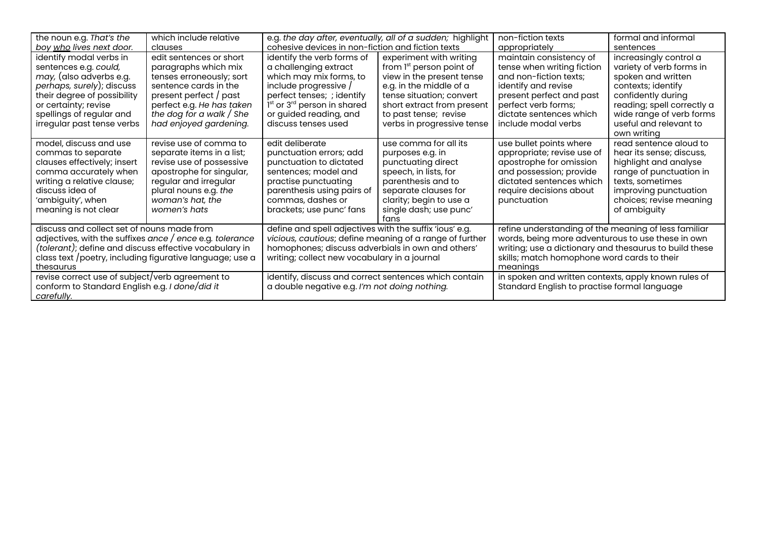| | | | | | |
|---|---|---|---|---|---|
| the noun e.g. *That's the boy who lives next door.* | which include relative clauses | e.g. *the day after, eventually, all of a sudden;* highlight cohesive devices in non-fiction and fiction texts | | non-fiction texts appropriately | formal and informal sentences |
| identify modal verbs in sentences e.g. *could, may,* (also adverbs e.g. *perhaps, surely*); discuss their degree of possibility or certainty; revise spellings of regular and irregular past tense verbs | edit sentences or short paragraphs which mix tenses erroneously; sort sentence cards in the present perfect / past perfect e.g. *He has taken the dog for a walk / She had enjoyed gardening.* | identify the verb forms of a challenging extract which may mix forms, to include progressive / perfect tenses; ; identify 1st or 3rd person in shared or guided reading, and discuss tenses used | experiment with writing from 1st person point of view in the present tense e.g. in the middle of a tense situation; convert short extract from present to past tense; revise verbs in progressive tense | maintain consistency of tense when writing fiction and non-fiction texts; identify and revise present perfect and past perfect verb forms; dictate sentences which include modal verbs | increasingly control a variety of verb forms in spoken and written contexts; identify confidently during reading; spell correctly a wide range of verb forms useful and relevant to own writing |
| model, discuss and use commas to separate clauses effectively; insert comma accurately when writing a relative clause; discuss idea of 'ambiguity', when meaning is not clear | revise use of comma to separate items in a list; revise use of possessive apostrophe for singular, regular and irregular plural nouns e.g. *the woman's hat, the women's hats* | edit deliberate punctuation errors; add punctuation to dictated sentences; model and practise punctuating parenthesis using pairs of commas, dashes or brackets; use punc' fans | use comma for all its purposes e.g. in punctuating direct speech, in lists, for parenthesis and to separate clauses for clarity; begin to use a single dash; use punc' fans | use bullet points where appropriate; revise use of apostrophe for omission and possession; provide dictated sentences which require decisions about punctuation | read sentence aloud to hear its sense; discuss, highlight and analyse range of punctuation in texts, sometimes improving punctuation choices; revise meaning of ambiguity |
| discuss and collect set of nouns made from adjectives, with the suffixes *ance / ence* e.g. *tolerance (tolerant)*; define and discuss effective vocabulary in class text /poetry, including figurative language; use a thesaurus | | define and spell adjectives with the suffix 'ious' e.g. *vicious, cautious*; define meaning of a range of further homophones; discuss adverbials in own and others' writing; collect new vocabulary in a journal | | refine understanding of the meaning of less familiar words, being more adventurous to use these in own writing; use a dictionary and thesaurus to build these skills; match homophone word cards to their meanings | |
| revise correct use of subject/verb agreement to conform to Standard English e.g. *I done/did it carefully.* | | identify, discuss and correct sentences which contain a double negative e.g. *I'm not doing nothing.* | | in spoken and written contexts, apply known rules of Standard English to practise formal language | |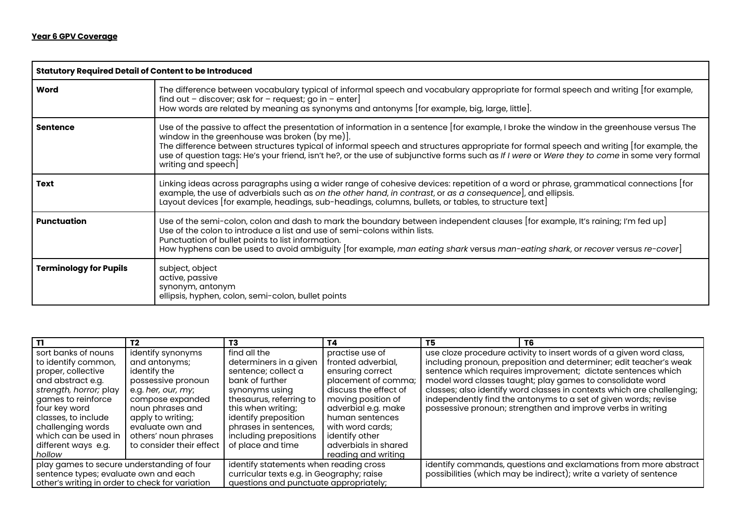**Year 6 GPV Coverage**

| Statutory Required Detail of Content to be Introduced | |
|---|---|
| **Word** | The difference between vocabulary typical of informal speech and vocabulary appropriate for formal speech and writing [for example, find out – discover; ask for – request; go in – enter]<br>How words are related by meaning as synonyms and antonyms [for example, big, large, little]. |
| **Sentence** | Use of the passive to affect the presentation of information in a sentence [for example, I broke the window in the greenhouse versus The window in the greenhouse was broken (by me)].<br>The difference between structures typical of informal speech and structures appropriate for formal speech and writing [for example, the use of question tags: He's your friend, isn't he?, or the use of subjunctive forms such as *If I were* or *Were they to come* in some very formal writing and speech] |
| **Text** | Linking ideas across paragraphs using a wider range of cohesive devices: repetition of a word or phrase, grammatical connections [for example, the use of adverbials such as *on the other hand*, *in contrast*, or *as a consequence*], and ellipsis.<br>Layout devices [for example, headings, sub-headings, columns, bullets, or tables, to structure text] |
| **Punctuation** | Use of the semi-colon, colon and dash to mark the boundary between independent clauses [for example, It's raining; I'm fed up]<br>Use of the colon to introduce a list and use of semi-colons within lists.<br>Punctuation of bullet points to list information.<br>How hyphens can be used to avoid ambiguity [for example, *man eating shark* versus *man-eating shark*, or *recover* versus *re-cover*] |
| **Terminology for Pupils** | subject, object<br>active, passive<br>synonym, antonym<br>ellipsis, hyphen, colon, semi-colon, bullet points |

| T1 | T2 | T3 | T4 | T5 | T6 |
|---|---|---|---|---|---|
| sort banks of nouns to identify common, proper, collective and abstract e.g. *strength, horror;* play games to reinforce four key word classes, to include challenging words which can be used in different ways e.g. *hollow* | identify synonyms and antonyms; identify the possessive pronoun e.g. *her, our, my*; compose expanded noun phrases and apply to writing; evaluate own and others' noun phrases to consider their effect | find all the determiners in a given sentence; collect a bank of further synonyms using thesaurus, referring to this when writing; identify preposition phrases in sentences, including prepositions of place and time | practise use of fronted adverbial, ensuring correct placement of comma; discuss the effect of moving position of adverbial e.g. make human sentences with word cards; identify other adverbials in shared reading and writing | use cloze procedure activity to insert words of a given word class, including pronoun, preposition and determiner; edit teacher's weak sentence which requires improvement; dictate sentences which model word classes taught; play games to consolidate word classes; also identify word classes in contexts which are challenging; independently find the antonyms to a set of given words; revise possessive pronoun; strengthen and improve verbs in writing | |
| play games to secure understanding of four sentence types; evaluate own and each other's writing in order to check for variation | | identify statements when reading cross curricular texts e.g. in Geography; raise questions and punctuate appropriately; | | identify commands, questions and exclamations from more abstract possibilities (which may be indirect); write a variety of sentence | |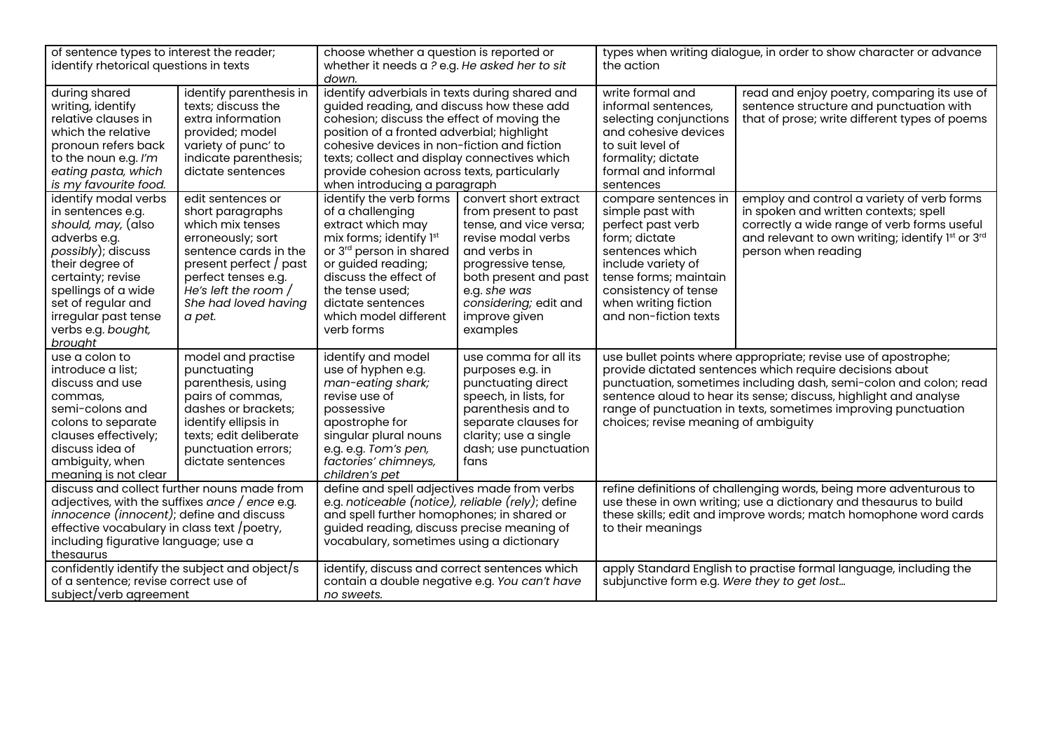| | | | | | |
|---|---|---|---|---|---|
| of sentence types to interest the reader; identify rhetorical questions in texts | | choose whether a question is reported or whether it needs a ? e.g. *He asked her to sit down.* | | types when writing dialogue, in order to show character or advance the action | |
| during shared writing, identify relative clauses in which the relative pronoun refers back to the noun e.g. *I'm eating pasta, which is my favourite food.* | identify parenthesis in texts; discuss the extra information provided; model variety of punc' to indicate parenthesis; dictate sentences | identify adverbials in texts during shared and guided reading, and discuss how these add cohesion; discuss the effect of moving the position of a fronted adverbial; highlight cohesive devices in non-fiction and fiction texts; collect and display connectives which provide cohesion across texts, particularly when introducing a paragraph | | write formal and informal sentences, selecting conjunctions and cohesive devices to suit level of formality; dictate formal and informal sentences | read and enjoy poetry, comparing its use of sentence structure and punctuation with that of prose; write different types of poems |
| identify modal verbs in sentences e.g. *should, may,* (also adverbs e.g. *possibly*); discuss their degree of certainty; revise spellings of a wide set of regular and irregular past tense verbs e.g. *bought, brought* | edit sentences or short paragraphs which mix tenses erroneously; sort sentence cards in the present perfect / past perfect tenses e.g. *He's left the room / She had loved having a pet.* | identify the verb forms of a challenging extract which may mix forms; identify 1st or 3rd person in shared or guided reading; discuss the effect of the tense used; dictate sentences which model different verb forms | convert short extract from present to past tense, and vice versa; revise modal verbs and verbs in progressive tense, both present and past e.g. *she was considering;* edit and improve given examples | compare sentences in simple past with perfect past verb form; dictate sentences which include variety of tense forms; maintain consistency of tense when writing fiction and non-fiction texts | employ and control a variety of verb forms in spoken and written contexts; spell correctly a wide range of verb forms useful and relevant to own writing; identify 1st or 3rd person when reading |
| use a colon to introduce a list; discuss and use commas, semi-colons and colons to separate clauses effectively; discuss idea of ambiguity, when meaning is not clear | model and practise punctuating parenthesis, using pairs of commas, dashes or brackets; identify ellipsis in texts; edit deliberate punctuation errors; dictate sentences | identify and model use of hyphen e.g. *man-eating shark;* revise use of possessive apostrophe for singular plural nouns e.g. e.g. *Tom's pen, factories' chimneys, children's pet* | use comma for all its purposes e.g. in punctuating direct speech, in lists, for parenthesis and to separate clauses for clarity; use a single dash; use punctuation fans | use bullet points where appropriate; revise use of apostrophe; provide dictated sentences which require decisions about punctuation, sometimes including dash, semi-colon and colon; read sentence aloud to hear its sense; discuss, highlight and analyse range of punctuation in texts, sometimes improving punctuation choices; revise meaning of ambiguity | |
| discuss and collect further nouns made from adjectives, with the suffixes *ance / ence* e.g. *innocence (innocent)*; define and discuss effective vocabulary in class text /poetry, including figurative language; use a thesaurus | | define and spell adjectives made from verbs e.g. *noticeable (notice), reliable (rely)*; define and spell further homophones; in shared or guided reading, discuss precise meaning of vocabulary, sometimes using a dictionary | | refine definitions of challenging words, being more adventurous to use these in own writing; use a dictionary and thesaurus to build these skills; edit and improve words; match homophone word cards to their meanings | |
| confidently identify the subject and object/s of a sentence; revise correct use of subject/verb agreement | | identify, discuss and correct sentences which contain a double negative e.g. *You can't have no sweets.* | | apply Standard English to practise formal language, including the subjunctive form e.g. *Were they to get lost…* | |